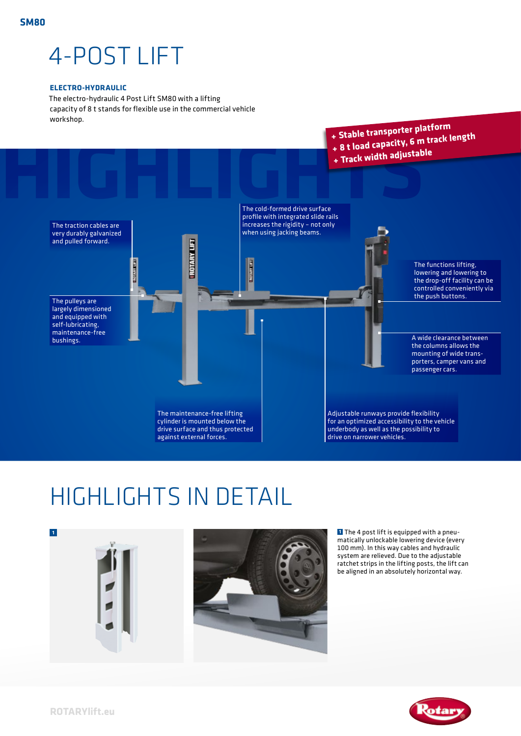SM80

# 4-POST LIFT

**ELECTRO-HYDRAULIC**

The electro-hydraulic 4 Post Lift SM80 with a lifting capacity of 8 t stands for flexible use in the commercial vehicle workshop.

- **+ Stable transporter platform**
- **+ 8 t load capacity, 6 m track length**
- **+ Track width adjustable**

## HIGHLIGHTS

The traction cables are very durably galvanized and pulled forward.

The cold-formed drive surface profile with integrated slide rails increases the rigidity – not only when using jacking beams.

The pulleys are largely dimensioned and equipped with self-lubricating, maintenance-free bushings.

The functions lifting, lowering and lowering to the drop-off facility can be controlled conveniently via the push buttons.

A wide clearance between the columns allows the mounting of wide transporters, camper vans and passenger cars.

The maintenance-free lifting cylinder is mounted below the drive surface and thus protected against external forces.

Adjustable runways provide flexibility for an optimized accessibility to the vehicle underbody as well as the possibility to drive on narrower vehicles.

## HIGHLIGHTS IN DETAIL

1 The 4 post lift is equipped with a pneumatically unlockable lowering device (every 100 mm). In this way cables and hydraulic system are relieved. Due to the adjustable ratchet strips in the lifting posts, the lift can be aligned in an absolutely horizontal way.

ROTARYlift.eu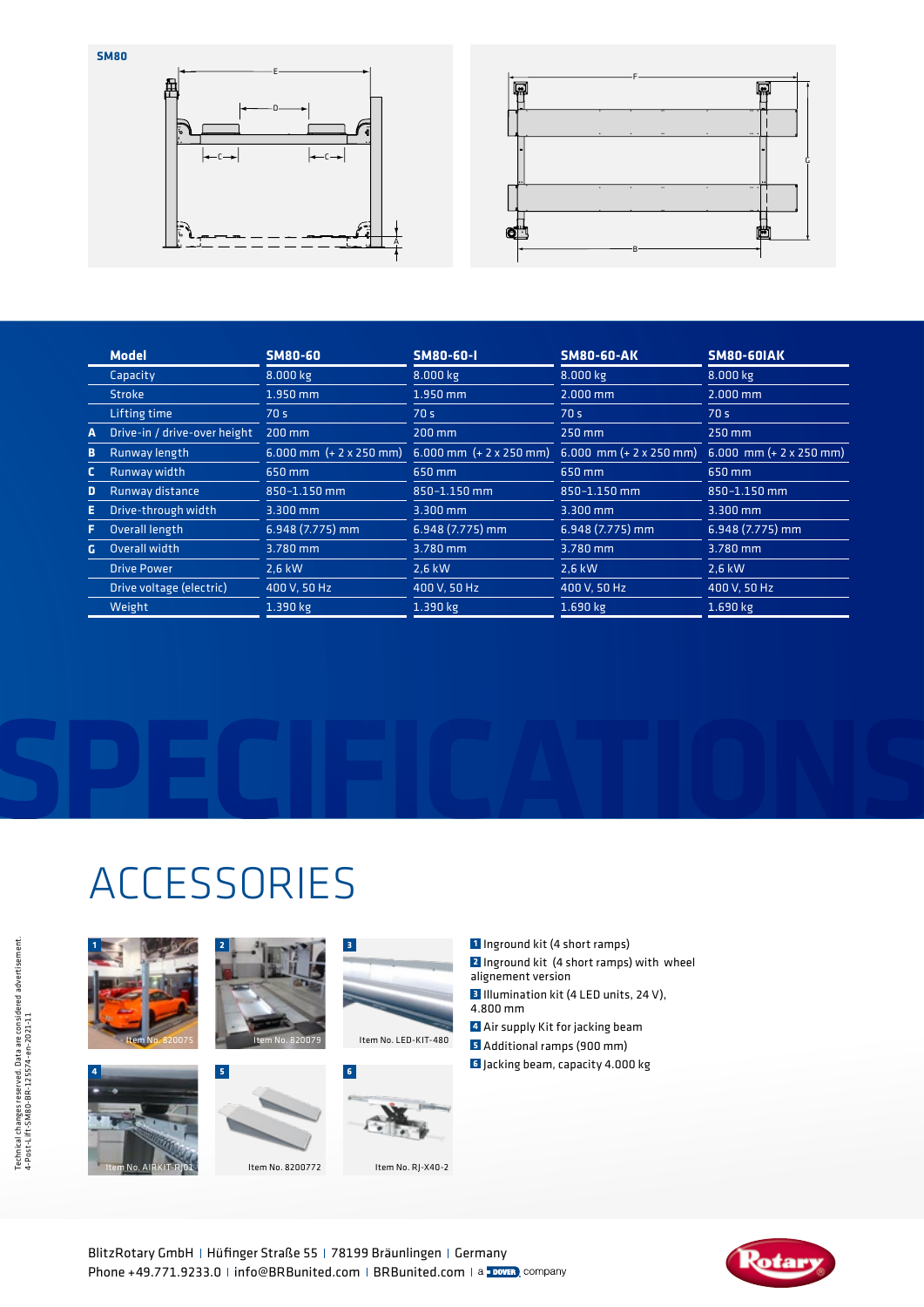SM80

| | Model | SM80-60 | SM80-60-I | SM80-60-AK | SM80-60IAK |
|---|---|---|---|---|---|
| | Capacity | 8.000 kg | 8.000 kg | 8.000 kg | 8.000 kg |
| | Stroke | 1.950 mm | 1.950 mm | 2.000 mm | 2.000 mm |
| | Lifting time | 70 s | 70 s | 70 s | 70 s |
| A | Drive-in / drive-over height | 200 mm | 200 mm | 250 mm | 250 mm |
| B | Runway length | 6.000 mm (+ 2 x 250 mm) | 6.000 mm (+ 2 x 250 mm) | 6.000 mm (+ 2 x 250 mm) | 6.000 mm (+ 2 x 250 mm) |
| C | Runway width | 650 mm | 650 mm | 650 mm | 650 mm |
| D | Runway distance | 850–1.150 mm | 850–1.150 mm | 850–1.150 mm | 850–1.150 mm |
| E | Drive-through width | 3.300 mm | 3.300 mm | 3.300 mm | 3.300 mm |
| F | Overall length | 6.948 (7.775) mm | 6.948 (7.775) mm | 6.948 (7.775) mm | 6.948 (7.775) mm |
| G | Overall width | 3.780 mm | 3.780 mm | 3.780 mm | 3.780 mm |
| | Drive Power | 2,6 kW | 2,6 kW | 2,6 kW | 2,6 kW |
| | Drive voltage (electric) | 400 V, 50 Hz | 400 V, 50 Hz | 400 V, 50 Hz | 400 V, 50 Hz |
| | Weight | 1.390 kg | 1.390 kg | 1.690 kg | 1.690 kg |

# SPECIFICATIONS

# ACCESSORIES

1 Item No. 820075

2 Item No. 820079

3 Item No. LED-KIT-480

4 Item No. AIRKIT-RJ01

5 Item No. 8200772

6 Item No. RJ-X40-2

1. Inground kit (4 short ramps)
2. Inground kit (4 short ramps) with wheel alignement version
3. Illumination kit (4 LED units, 24 V), 4.800 mm
4. Air supply Kit for jacking beam
5. Additional ramps (900 mm)
6. Jacking beam, capacity 4.000 kg

Technical changes reserved. Data are considered advertisement.
4-Post-Lift-SM80-BR-125574-en-2021-11

BlitzRotary GmbH | Hüfinger Straße 55 | 78199 Bräunlingen | Germany
Phone +49.771.9233.0 | info@BRBunited.com | BRBunited.com | a DOVER company

Rotary